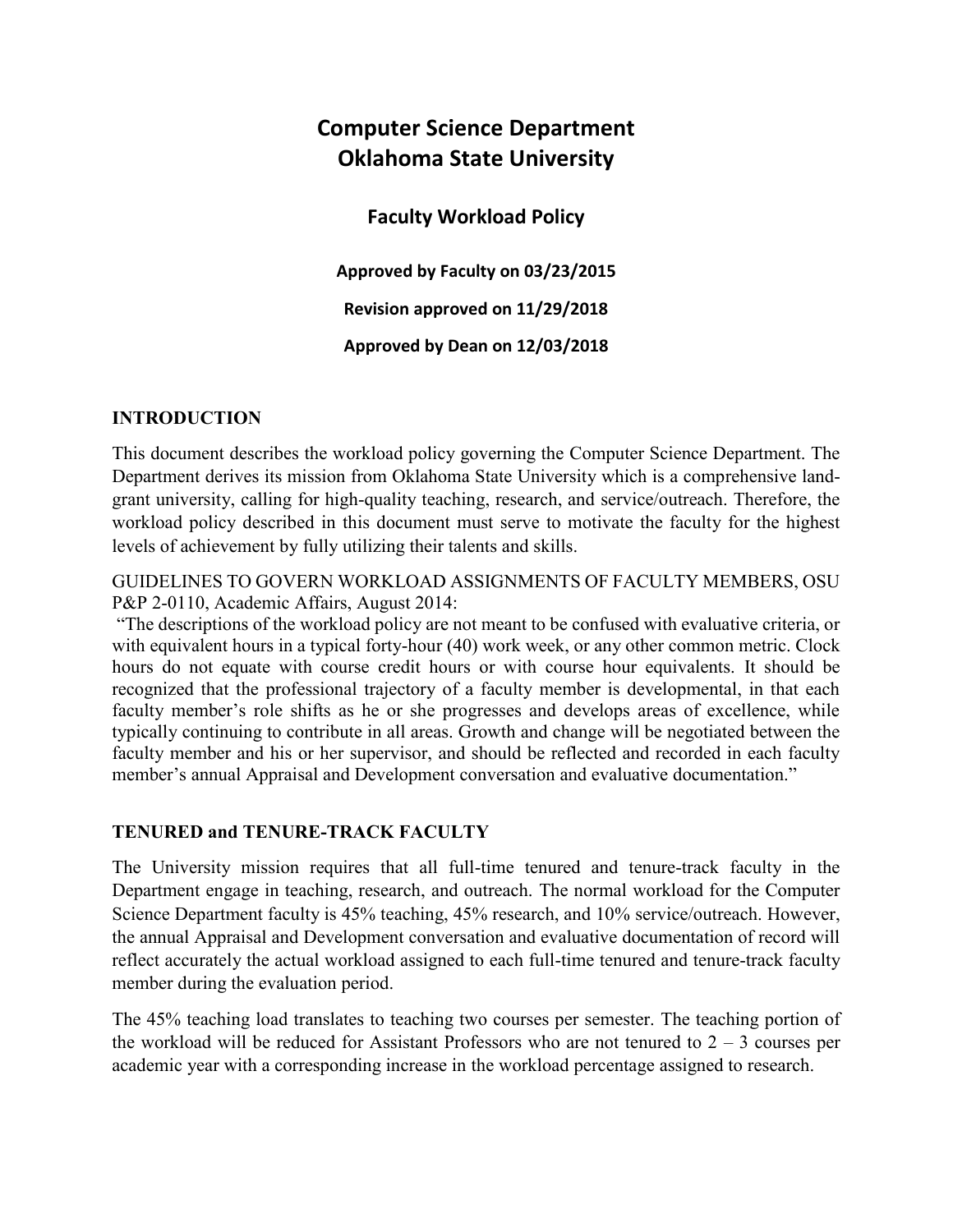# Computer Science Department
# Oklahoma State University

## Faculty Workload Policy

**Approved by Faculty on 03/23/2015**

**Revision approved on 11/29/2018**

**Approved by Dean on 12/03/2018**

### INTRODUCTION

This document describes the workload policy governing the Computer Science Department. The Department derives its mission from Oklahoma State University which is a comprehensive land-grant university, calling for high-quality teaching, research, and service/outreach. Therefore, the workload policy described in this document must serve to motivate the faculty for the highest levels of achievement by fully utilizing their talents and skills.

GUIDELINES TO GOVERN WORKLOAD ASSIGNMENTS OF FACULTY MEMBERS, OSU P&P 2-0110, Academic Affairs, August 2014:

"The descriptions of the workload policy are not meant to be confused with evaluative criteria, or with equivalent hours in a typical forty-hour (40) work week, or any other common metric. Clock hours do not equate with course credit hours or with course hour equivalents. It should be recognized that the professional trajectory of a faculty member is developmental, in that each faculty member's role shifts as he or she progresses and develops areas of excellence, while typically continuing to contribute in all areas. Growth and change will be negotiated between the faculty member and his or her supervisor, and should be reflected and recorded in each faculty member's annual Appraisal and Development conversation and evaluative documentation."

### TENURED and TENURE-TRACK FACULTY

The University mission requires that all full-time tenured and tenure-track faculty in the Department engage in teaching, research, and outreach. The normal workload for the Computer Science Department faculty is 45% teaching, 45% research, and 10% service/outreach. However, the annual Appraisal and Development conversation and evaluative documentation of record will reflect accurately the actual workload assigned to each full-time tenured and tenure-track faculty member during the evaluation period.

The 45% teaching load translates to teaching two courses per semester. The teaching portion of the workload will be reduced for Assistant Professors who are not tenured to 2 – 3 courses per academic year with a corresponding increase in the workload percentage assigned to research.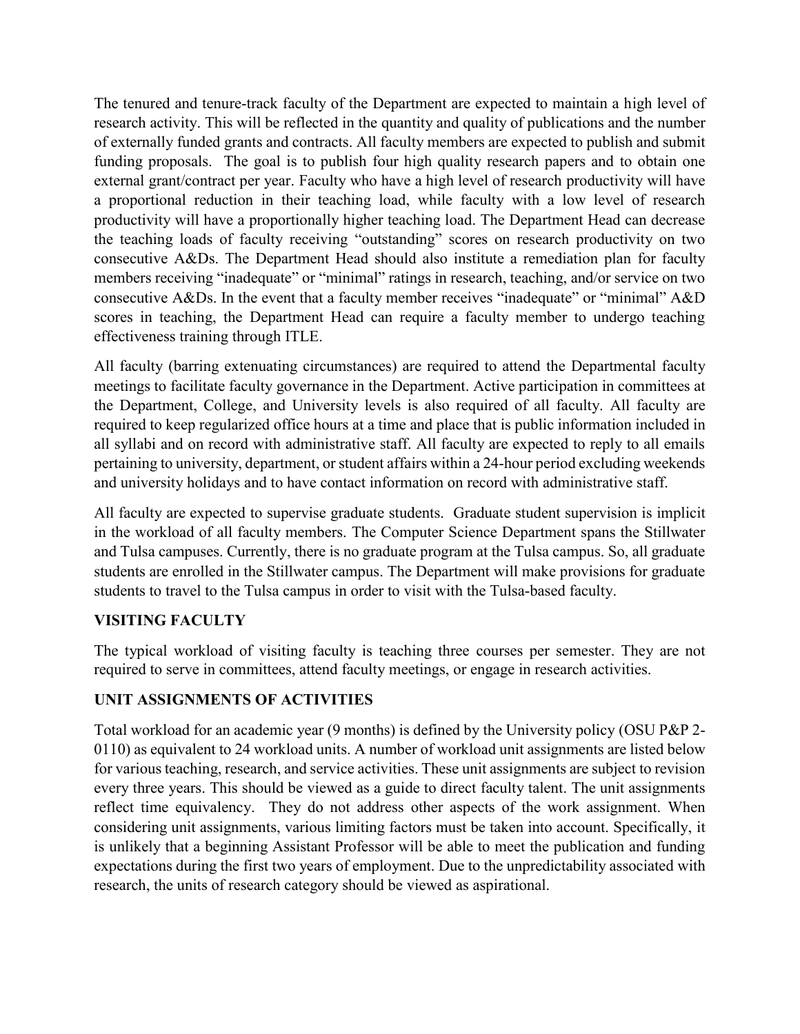The tenured and tenure-track faculty of the Department are expected to maintain a high level of research activity. This will be reflected in the quantity and quality of publications and the number of externally funded grants and contracts. All faculty members are expected to publish and submit funding proposals. The goal is to publish four high quality research papers and to obtain one external grant/contract per year. Faculty who have a high level of research productivity will have a proportional reduction in their teaching load, while faculty with a low level of research productivity will have a proportionally higher teaching load. The Department Head can decrease the teaching loads of faculty receiving "outstanding" scores on research productivity on two consecutive A&Ds. The Department Head should also institute a remediation plan for faculty members receiving "inadequate" or "minimal" ratings in research, teaching, and/or service on two consecutive A&Ds. In the event that a faculty member receives "inadequate" or "minimal" A&D scores in teaching, the Department Head can require a faculty member to undergo teaching effectiveness training through ITLE.

All faculty (barring extenuating circumstances) are required to attend the Departmental faculty meetings to facilitate faculty governance in the Department. Active participation in committees at the Department, College, and University levels is also required of all faculty. All faculty are required to keep regularized office hours at a time and place that is public information included in all syllabi and on record with administrative staff. All faculty are expected to reply to all emails pertaining to university, department, or student affairs within a 24-hour period excluding weekends and university holidays and to have contact information on record with administrative staff.

All faculty are expected to supervise graduate students. Graduate student supervision is implicit in the workload of all faculty members. The Computer Science Department spans the Stillwater and Tulsa campuses. Currently, there is no graduate program at the Tulsa campus. So, all graduate students are enrolled in the Stillwater campus. The Department will make provisions for graduate students to travel to the Tulsa campus in order to visit with the Tulsa-based faculty.

## VISITING FACULTY

The typical workload of visiting faculty is teaching three courses per semester. They are not required to serve in committees, attend faculty meetings, or engage in research activities.

## UNIT ASSIGNMENTS OF ACTIVITIES

Total workload for an academic year (9 months) is defined by the University policy (OSU P&P 2-0110) as equivalent to 24 workload units. A number of workload unit assignments are listed below for various teaching, research, and service activities. These unit assignments are subject to revision every three years. This should be viewed as a guide to direct faculty talent. The unit assignments reflect time equivalency. They do not address other aspects of the work assignment. When considering unit assignments, various limiting factors must be taken into account. Specifically, it is unlikely that a beginning Assistant Professor will be able to meet the publication and funding expectations during the first two years of employment. Due to the unpredictability associated with research, the units of research category should be viewed as aspirational.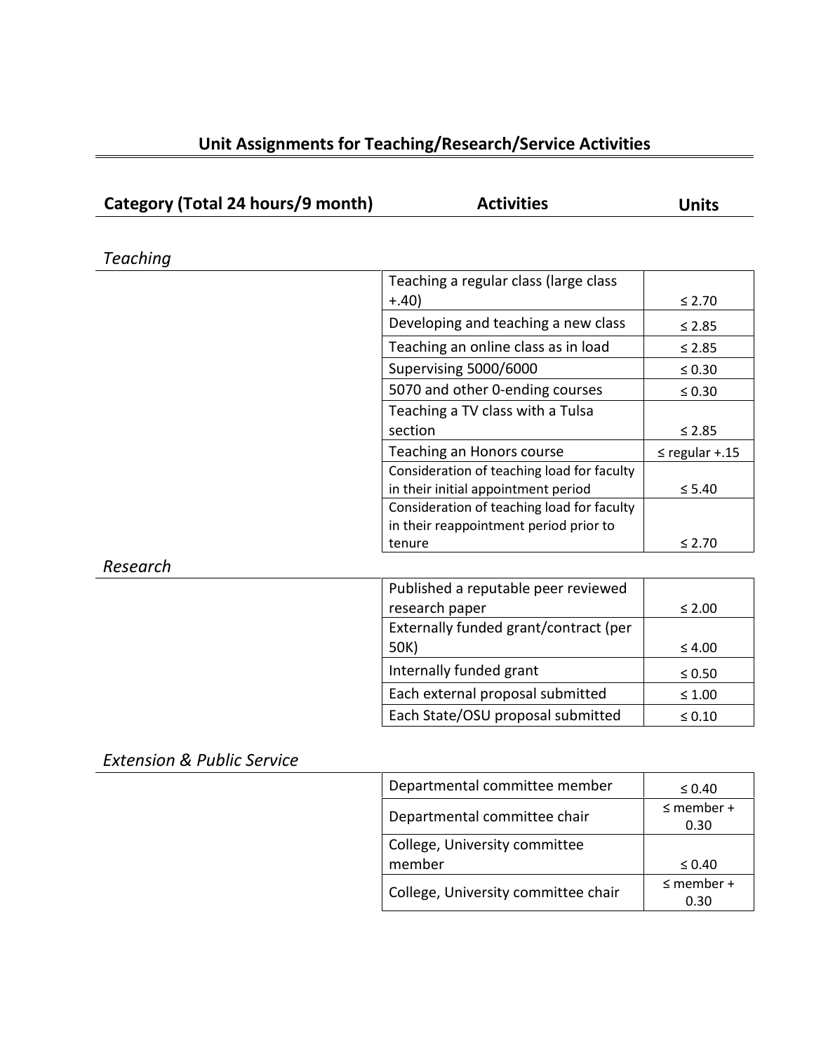## Unit Assignments for Teaching/Research/Service Activities

| Category (Total 24 hours/9 month) | Activities | Units |
|---|---|---|
| *Teaching* | | |
| | Teaching a regular class (large class +.40) | ≤ 2.70 |
| | Developing and teaching a new class | ≤ 2.85 |
| | Teaching an online class as in load | ≤ 2.85 |
| | Supervising 5000/6000 | ≤ 0.30 |
| | 5070 and other 0-ending courses | ≤ 0.30 |
| | Teaching a TV class with a Tulsa section | ≤ 2.85 |
| | Teaching an Honors course | ≤ regular +.15 |
| | Consideration of teaching load for faculty in their initial appointment period | ≤ 5.40 |
| | Consideration of teaching load for faculty in their reappointment period prior to tenure | ≤ 2.70 |
| *Research* | | |
| | Published a reputable peer reviewed research paper | ≤ 2.00 |
| | Externally funded grant/contract (per 50K) | ≤ 4.00 |
| | Internally funded grant | ≤ 0.50 |
| | Each external proposal submitted | ≤ 1.00 |
| | Each State/OSU proposal submitted | ≤ 0.10 |
| *Extension & Public Service* | | |
| | Departmental committee member | ≤ 0.40 |
| | Departmental committee chair | ≤ member + 0.30 |
| | College, University committee member | ≤ 0.40 |
| | College, University committee chair | ≤ member + 0.30 |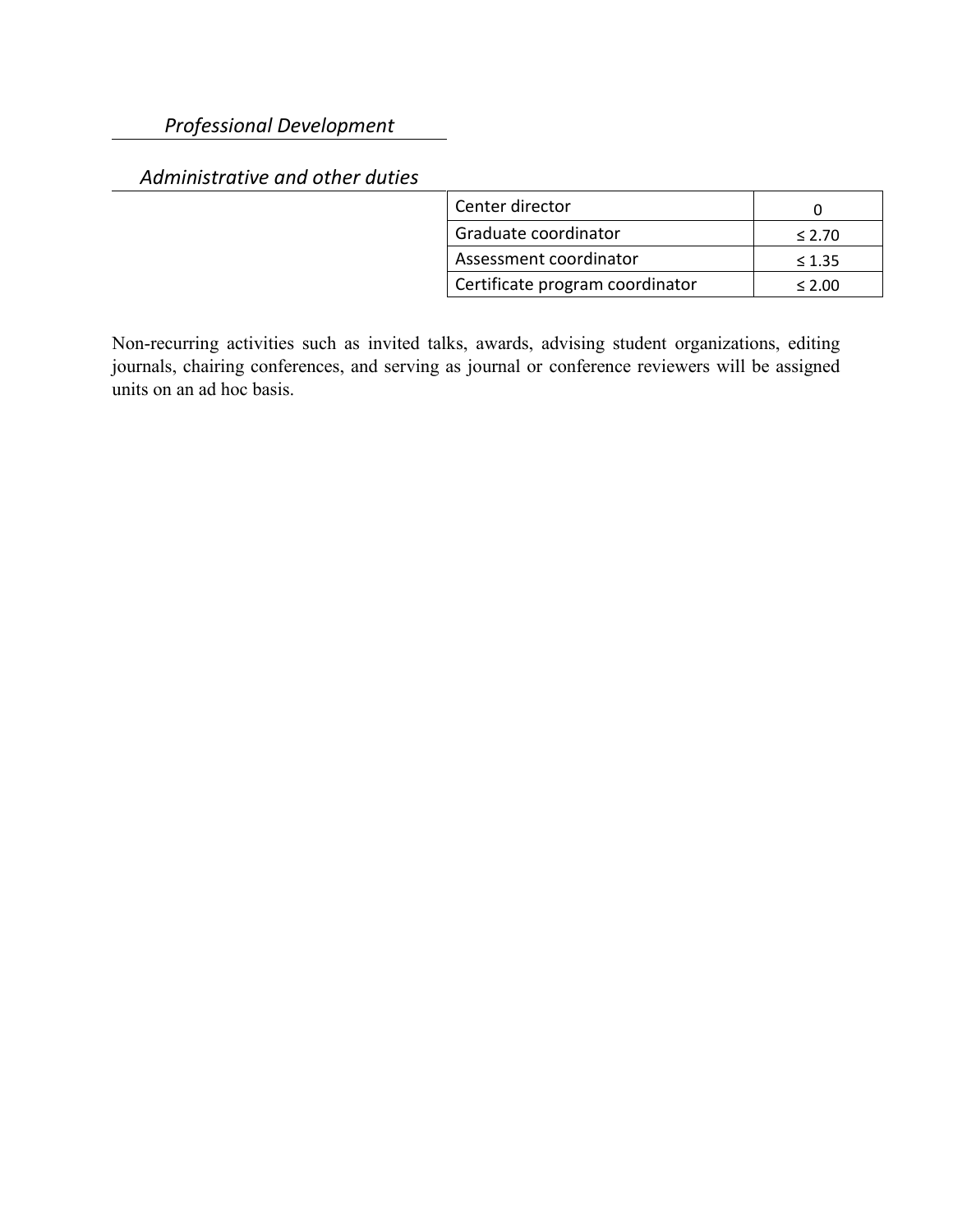*Professional Development*

*Administrative and other duties*

| | |
|---|---|
| Center director | 0 |
| Graduate coordinator | ≤ 2.70 |
| Assessment coordinator | ≤ 1.35 |
| Certificate program coordinator | ≤ 2.00 |

Non-recurring activities such as invited talks, awards, advising student organizations, editing journals, chairing conferences, and serving as journal or conference reviewers will be assigned units on an ad hoc basis.